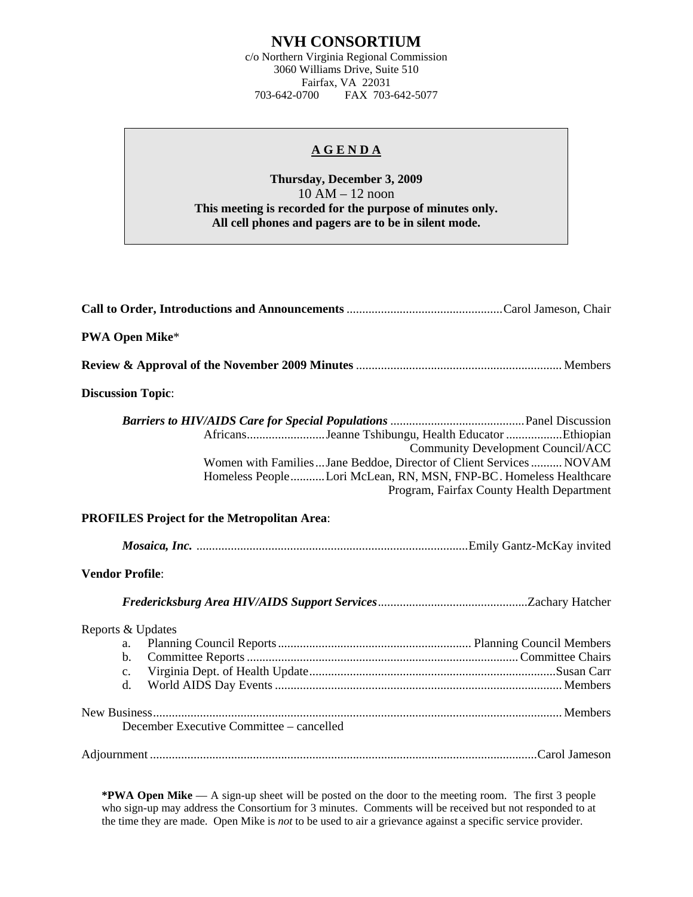# NVH CONSORTIUM

c/o Northern Virginia Regional Commission
3060 Williams Drive, Suite 510
Fairfax, VA 22031
703-642-0700 FAX 703-642-5077

## A G E N D A

**Thursday, December 3, 2009**
10 AM – 12 noon
**This meeting is recorded for the purpose of minutes only.**
**All cell phones and pagers are to be in silent mode.**

**Call to Order, Introductions and Announcements** ........................................ Carol Jameson, Chair

**PWA Open Mike***

**Review & Approval of the November 2009 Minutes** ........................................ Members

**Discussion Topic**:

***Barriers to HIV/AIDS Care for Special Populations*** ........................................ Panel Discussion

- Africans........................ Jeanne Tshibungu, Health Educator ................. Ethiopian Community Development Council/ACC
- Women with Families ... Jane Beddoe, Director of Client Services .......... NOVAM
- Homeless People .......... Lori McLean, RN, MSN, FNP-BC. Homeless Healthcare Program, Fairfax County Health Department

**PROFILES Project for the Metropolitan Area**:

***Mosaica, Inc.*** ........................................ Emily Gantz-McKay invited

**Vendor Profile**:

***Fredericksburg Area HIV/AIDS Support Services*** ........................................ Zachary Hatcher

Reports & Updates

a. Planning Council Reports ........................................ Planning Council Members
b. Committee Reports ........................................ Committee Chairs
c. Virginia Dept. of Health Update ........................................ Susan Carr
d. World AIDS Day Events ........................................ Members

New Business ........................................ Members

December Executive Committee – cancelled

Adjournment ........................................ Carol Jameson

***PWA Open Mike** — A sign-up sheet will be posted on the door to the meeting room. The first 3 people who sign-up may address the Consortium for 3 minutes. Comments will be received but not responded to at the time they are made. Open Mike is *not* to be used to air a grievance against a specific service provider.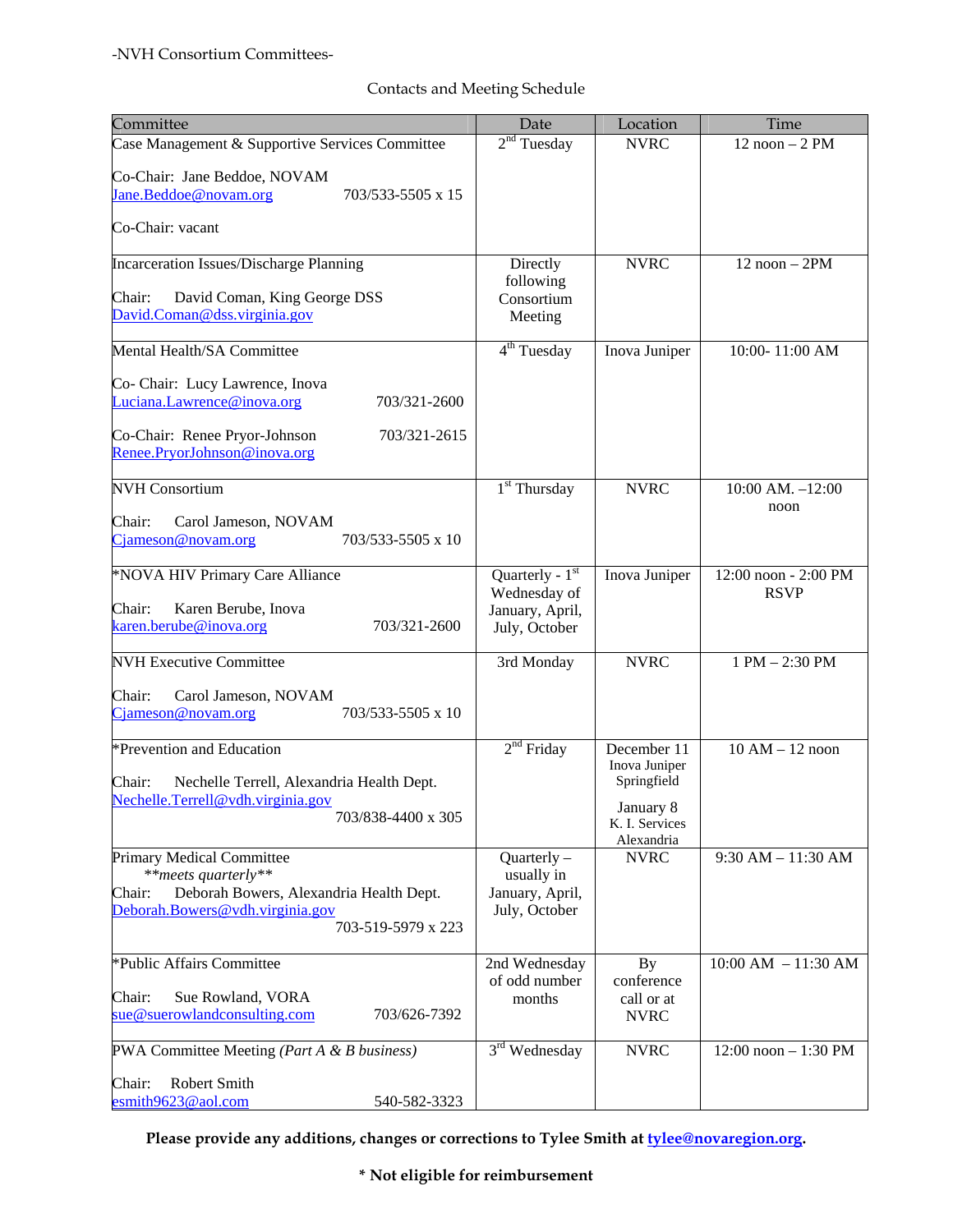-NVH Consortium Committees-

Contacts and Meeting Schedule

| Committee | Date | Location | Time |
|---|---|---|---|
| Case Management & Supportive Services Committee<br><br>Co-Chair: Jane Beddoe, NOVAM<br>Jane.Beddoe@novam.org 703/533-5505 x 15<br><br>Co-Chair: vacant | 2nd Tuesday | NVRC | 12 noon – 2 PM |
| Incarceration Issues/Discharge Planning<br><br>Chair: David Coman, King George DSS<br>David.Coman@dss.virginia.gov | Directly following Consortium Meeting | NVRC | 12 noon – 2PM |
| Mental Health/SA Committee<br><br>Co- Chair: Lucy Lawrence, Inova<br>Luciana.Lawrence@inova.org 703/321-2600<br><br>Co-Chair: Renee Pryor-Johnson 703/321-2615<br>Renee.PryorJohnson@inova.org | 4th Tuesday | Inova Juniper | 10:00- 11:00 AM |
| NVH Consortium<br><br>Chair: Carol Jameson, NOVAM<br>Cjameson@novam.org 703/533-5505 x 10 | 1st Thursday | NVRC | 10:00 AM. –12:00 noon |
| *NOVA HIV Primary Care Alliance<br><br>Chair: Karen Berube, Inova<br>karen.berube@inova.org 703/321-2600 | Quarterly - 1st Wednesday of January, April, July, October | Inova Juniper | 12:00 noon - 2:00 PM RSVP |
| NVH Executive Committee<br><br>Chair: Carol Jameson, NOVAM<br>Cjameson@novam.org 703/533-5505 x 10 | 3rd Monday | NVRC | 1 PM – 2:30 PM |
| *Prevention and Education<br><br>Chair: Nechelle Terrell, Alexandria Health Dept.<br>Nechelle.Terrell@vdh.virginia.gov<br>703/838-4400 x 305 | 2nd Friday | December 11 Inova Juniper Springfield<br><br>January 8 K. I. Services Alexandria | 10 AM – 12 noon |
| Primary Medical Committee<br>*\*meets quarterly\*\**<br>Chair: Deborah Bowers, Alexandria Health Dept.<br>Deborah.Bowers@vdh.virginia.gov<br>703-519-5979 x 223 | Quarterly – usually in January, April, July, October | NVRC | 9:30 AM – 11:30 AM |
| *Public Affairs Committee<br><br>Chair: Sue Rowland, VORA<br>sue@suerowlandconsulting.com 703/626-7392 | 2nd Wednesday of odd number months | By conference call or at NVRC | 10:00 AM – 11:30 AM |
| PWA Committee Meeting *(Part A & B business)*<br><br>Chair: Robert Smith<br>esmith9623@aol.com 540-582-3323 | 3rd Wednesday | NVRC | 12:00 noon – 1:30 PM |

**Please provide any additions, changes or corrections to Tylee Smith at tylee@novaregion.org.**

**\* Not eligible for reimbursement**